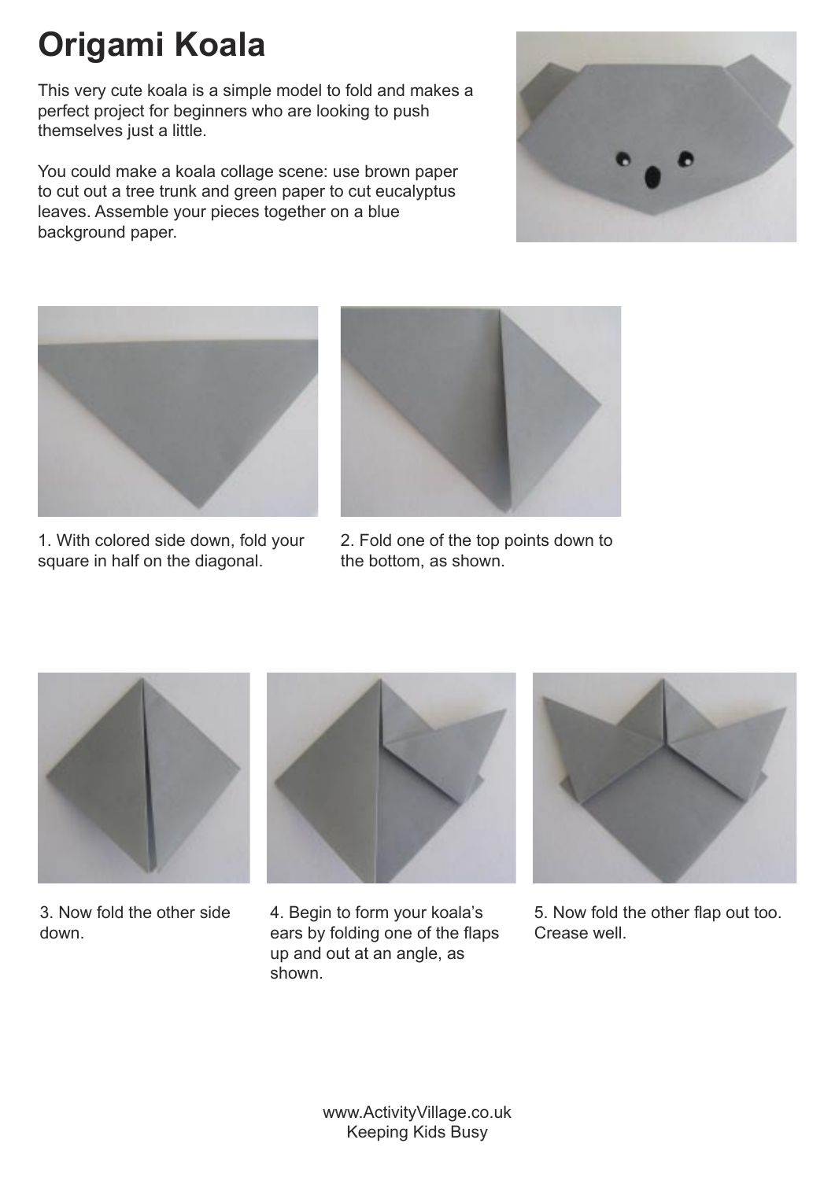# Origami Koala

This very cute koala is a simple model to fold and makes a perfect project for beginners who are looking to push themselves just a little.

You could make a koala collage scene: use brown paper to cut out a tree trunk and green paper to cut eucalyptus leaves. Assemble your pieces together on a blue background paper.

1. With colored side down, fold your square in half on the diagonal.

2. Fold one of the top points down to the bottom, as shown.

3. Now fold the other side down.

4. Begin to form your koala's ears by folding one of the flaps up and out at an angle, as shown.

5. Now fold the other flap out too. Crease well.

www.ActivityVillage.co.uk
Keeping Kids Busy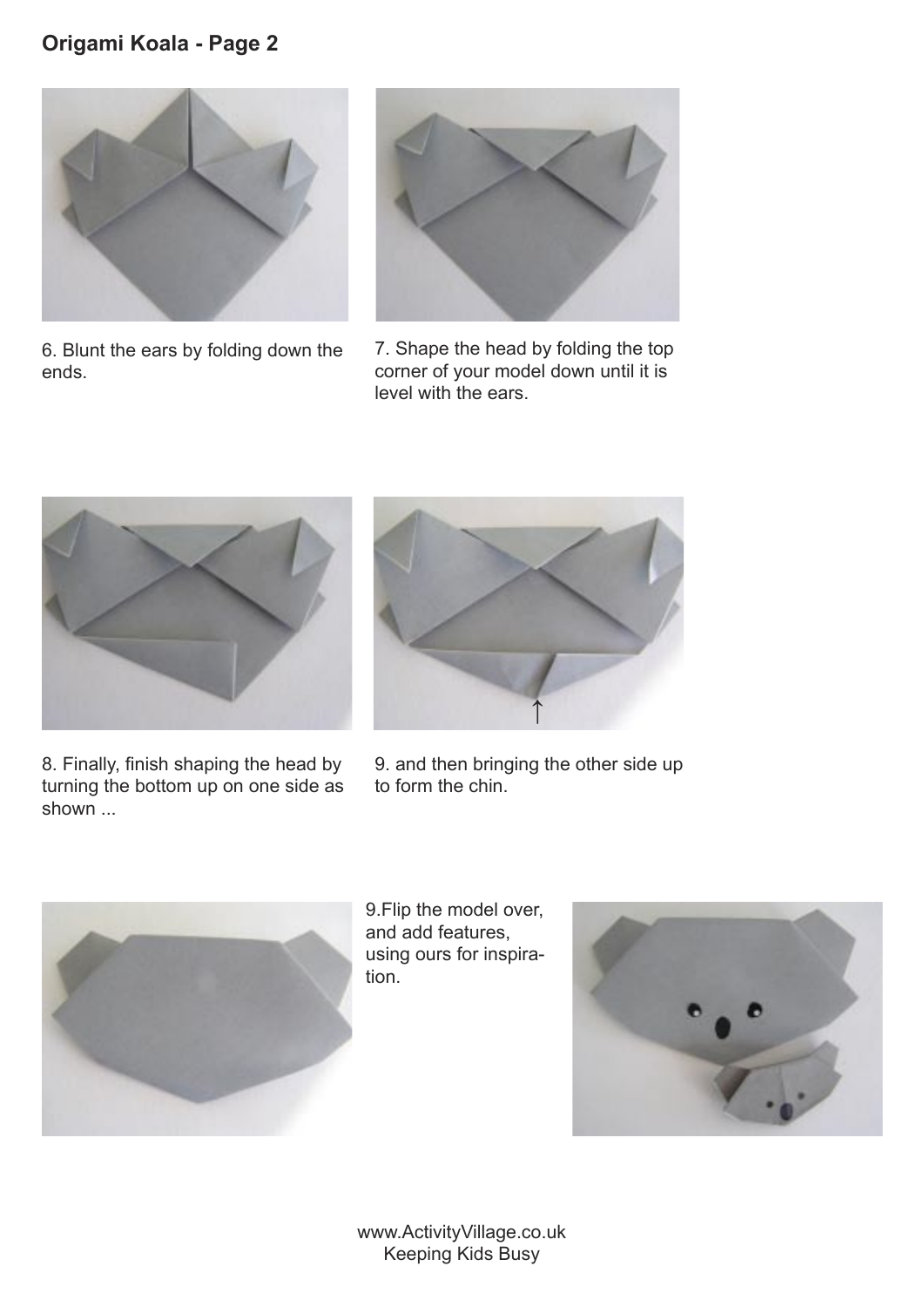## Origami Koala - Page 2

6. Blunt the ears by folding down the ends.

7. Shape the head by folding the top corner of your model down until it is level with the ears.

8. Finally, finish shaping the head by turning the bottom up on one side as shown ...

9. and then bringing the other side up to form the chin.

9.Flip the model over, and add features, using ours for inspiration.

www.ActivityVillage.co.uk
Keeping Kids Busy